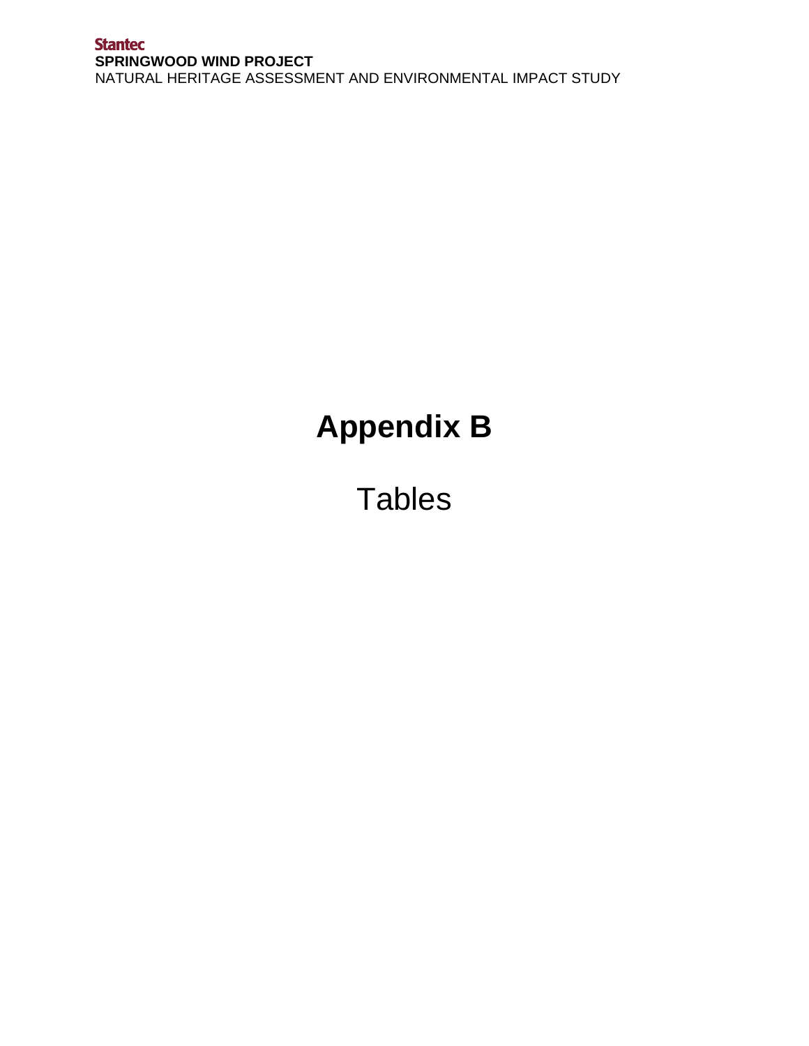# Appendix B

Tables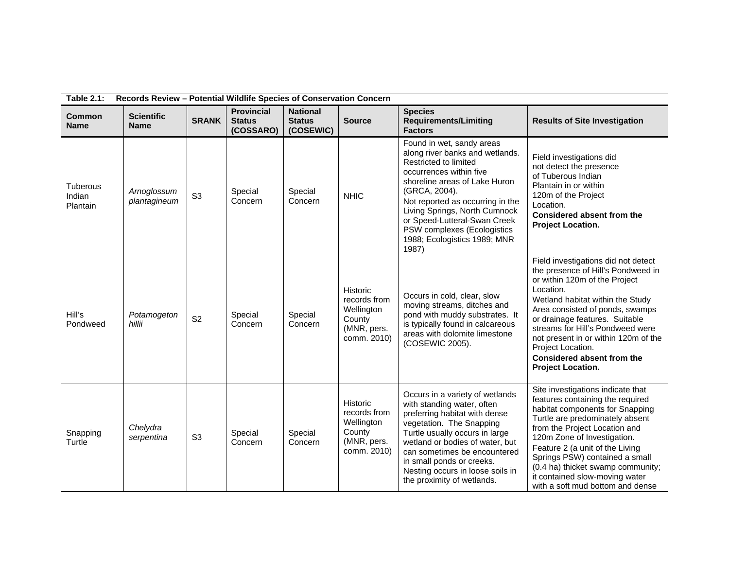**Table 2.1: Records Review – Potential Wildlife Species of Conservation Concern**

| Common Name | Scientific Name | SRANK | Provincial Status (COSSARO) | National Status (COSEWIC) | Source | Species Requirements/Limiting Factors | Results of Site Investigation |
|---|---|---|---|---|---|---|---|
| Tuberous Indian Plantain | *Arnoglossum plantagineum* | S3 | Special Concern | Special Concern | NHIC | Found in wet, sandy areas along river banks and wetlands. Restricted to limited occurrences within five shoreline areas of Lake Huron (GRCA, 2004). Not reported as occurring in the Living Springs, North Cumnock or Speed-Lutteral-Swan Creek PSW complexes (Ecologistics 1988; Ecologistics 1989; MNR 1987) | Field investigations did not detect the presence of Tuberous Indian Plantain in or within 120m of the Project Location. **Considered absent from the Project Location.** |
| Hill's Pondweed | *Potamogeton hillii* | S2 | Special Concern | Special Concern | Historic records from Wellington County (MNR, pers. comm. 2010) | Occurs in cold, clear, slow moving streams, ditches and pond with muddy substrates. It is typically found in calcareous areas with dolomite limestone (COSEWIC 2005). | Field investigations did not detect the presence of Hill's Pondweed in or within 120m of the Project Location. Wetland habitat within the Study Area consisted of ponds, swamps or drainage features. Suitable streams for Hill's Pondweed were not present in or within 120m of the Project Location. **Considered absent from the Project Location.** |
| Snapping Turtle | *Chelydra serpentina* | S3 | Special Concern | Special Concern | Historic records from Wellington County (MNR, pers. comm. 2010) | Occurs in a variety of wetlands with standing water, often preferring habitat with dense vegetation. The Snapping Turtle usually occurs in large wetland or bodies of water, but can sometimes be encountered in small ponds or creeks. Nesting occurs in loose soils in the proximity of wetlands. | Site investigations indicate that features containing the required habitat components for Snapping Turtle are predominately absent from the Project Location and 120m Zone of Investigation. Feature 2 (a unit of the Living Springs PSW) contained a small (0.4 ha) thicket swamp community; it contained slow-moving water with a soft mud bottom and dense |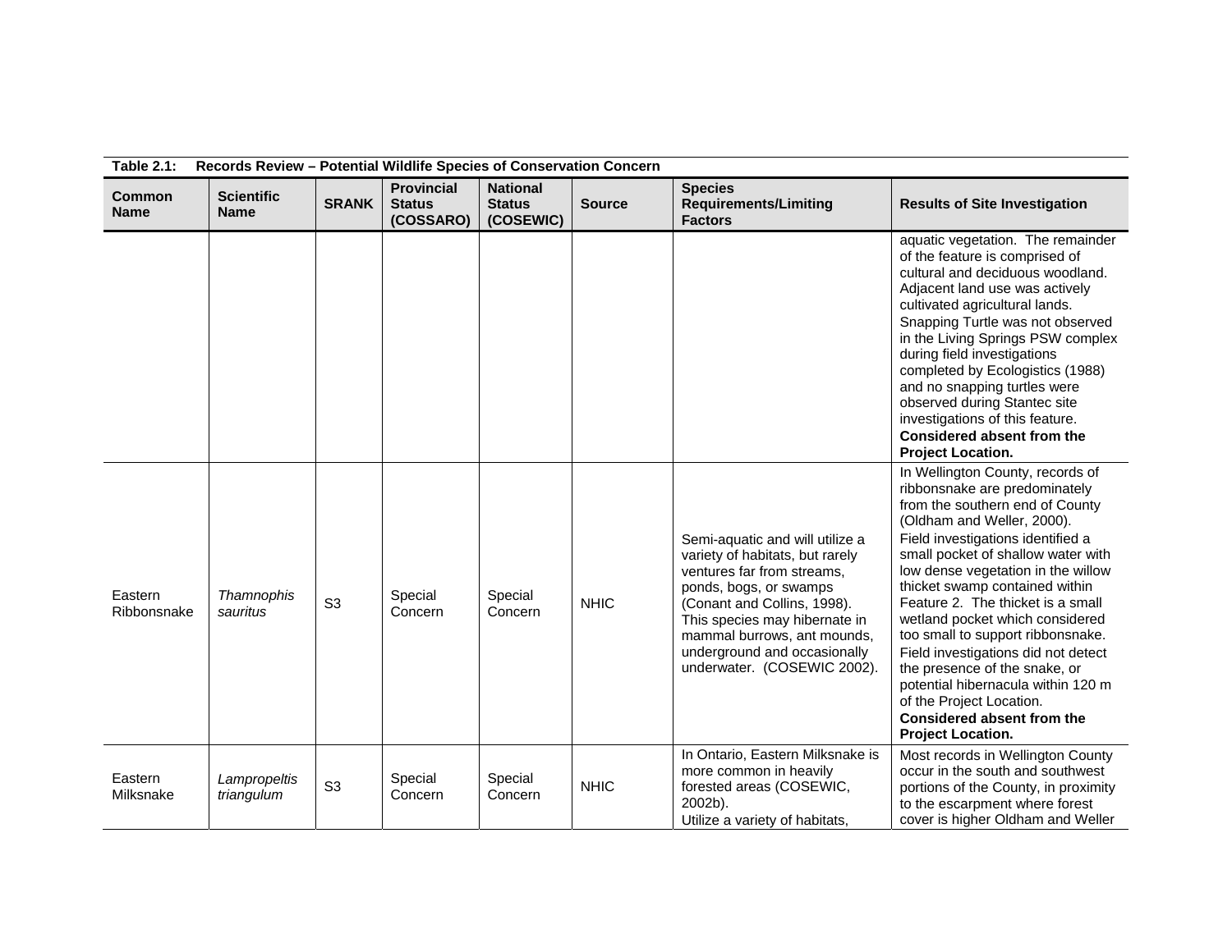**Table 2.1: Records Review – Potential Wildlife Species of Conservation Concern**

| Common Name | Scientific Name | SRANK | Provincial Status (COSSARO) | National Status (COSEWIC) | Source | Species Requirements/Limiting Factors | Results of Site Investigation |
|---|---|---|---|---|---|---|---|
| | | | | | | | aquatic vegetation. The remainder of the feature is comprised of cultural and deciduous woodland. Adjacent land use was actively cultivated agricultural lands. Snapping Turtle was not observed in the Living Springs PSW complex during field investigations completed by Ecologistics (1988) and no snapping turtles were observed during Stantec site investigations of this feature. **Considered absent from the Project Location.** |
| Eastern Ribbonsnake | *Thamnophis sauritus* | S3 | Special Concern | Special Concern | NHIC | Semi-aquatic and will utilize a variety of habitats, but rarely ventures far from streams, ponds, bogs, or swamps (Conant and Collins, 1998). This species may hibernate in mammal burrows, ant mounds, underground and occasionally underwater. (COSEWIC 2002). | In Wellington County, records of ribbonsnake are predominately from the southern end of County (Oldham and Weller, 2000). Field investigations identified a small pocket of shallow water with low dense vegetation in the willow thicket swamp contained within Feature 2. The thicket is a small wetland pocket which considered too small to support ribbonsnake. Field investigations did not detect the presence of the snake, or potential hibernacula within 120 m of the Project Location. **Considered absent from the Project Location.** |
| Eastern Milksnake | *Lampropeltis triangulum* | S3 | Special Concern | Special Concern | NHIC | In Ontario, Eastern Milksnake is more common in heavily forested areas (COSEWIC, 2002b). Utilize a variety of habitats, | Most records in Wellington County occur in the south and southwest portions of the County, in proximity to the escarpment where forest cover is higher Oldham and Weller |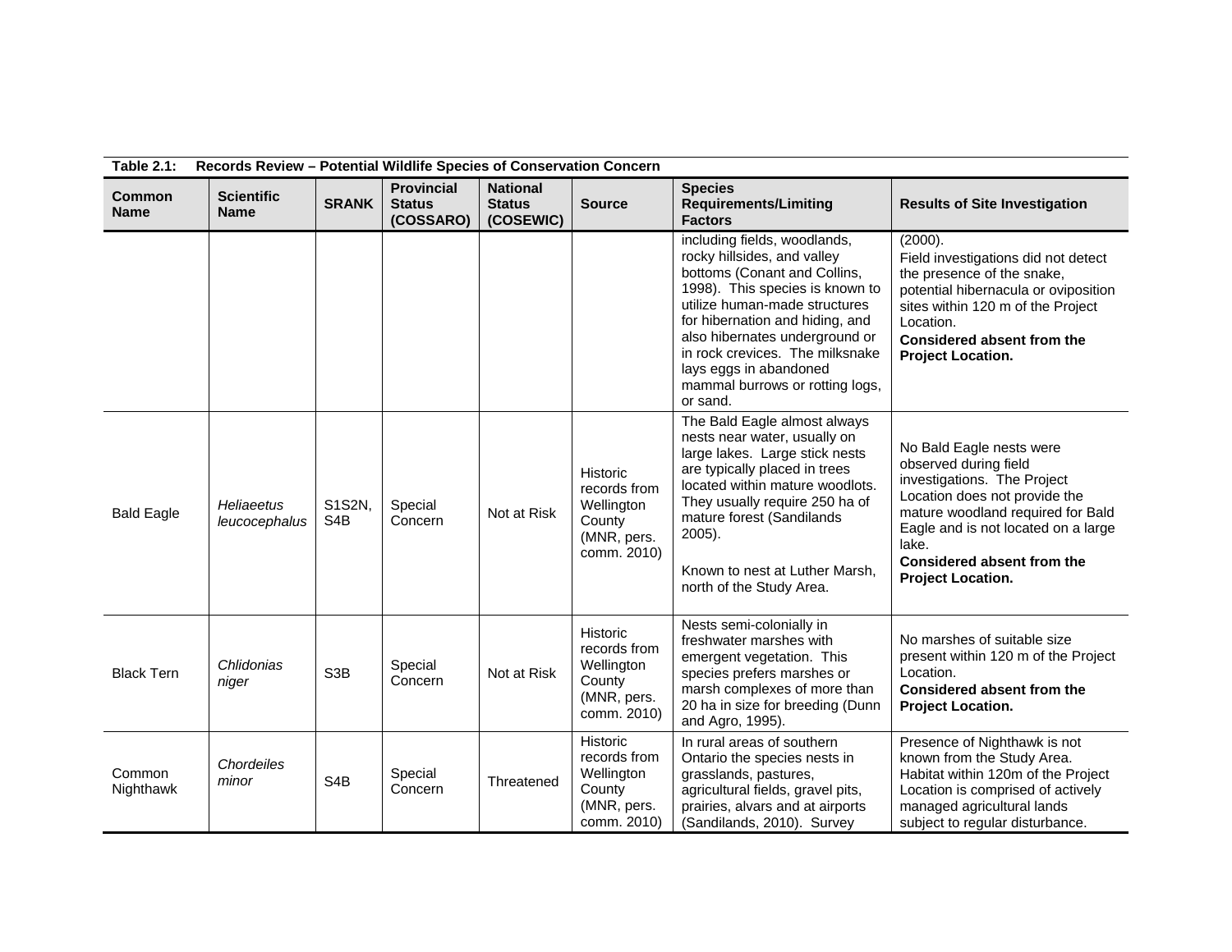**Table 2.1: Records Review – Potential Wildlife Species of Conservation Concern**

| Common Name | Scientific Name | SRANK | Provincial Status (COSSARO) | National Status (COSEWIC) | Source | Species Requirements/Limiting Factors | Results of Site Investigation |
|---|---|---|---|---|---|---|---|
| | | | | | | including fields, woodlands, rocky hillsides, and valley bottoms (Conant and Collins, 1998). This species is known to utilize human-made structures for hibernation and hiding, and also hibernates underground or in rock crevices. The milksnake lays eggs in abandoned mammal burrows or rotting logs, or sand. | (2000). Field investigations did not detect the presence of the snake, potential hibernacula or oviposition sites within 120 m of the Project Location. **Considered absent from the Project Location.** |
| Bald Eagle | *Heliaeetus leucocephalus* | S1S2N, S4B | Special Concern | Not at Risk | Historic records from Wellington County (MNR, pers. comm. 2010) | The Bald Eagle almost always nests near water, usually on large lakes. Large stick nests are typically placed in trees located within mature woodlots. They usually require 250 ha of mature forest (Sandilands 2005). Known to nest at Luther Marsh, north of the Study Area. | No Bald Eagle nests were observed during field investigations. The Project Location does not provide the mature woodland required for Bald Eagle and is not located on a large lake. **Considered absent from the Project Location.** |
| Black Tern | *Chlidonias niger* | S3B | Special Concern | Not at Risk | Historic records from Wellington County (MNR, pers. comm. 2010) | Nests semi-colonially in freshwater marshes with emergent vegetation. This species prefers marshes or marsh complexes of more than 20 ha in size for breeding (Dunn and Agro, 1995). | No marshes of suitable size present within 120 m of the Project Location. **Considered absent from the Project Location.** |
| Common Nighthawk | *Chordeiles minor* | S4B | Special Concern | Threatened | Historic records from Wellington County (MNR, pers. comm. 2010) | In rural areas of southern Ontario the species nests in grasslands, pastures, agricultural fields, gravel pits, prairies, alvars and at airports (Sandilands, 2010). Survey | Presence of Nighthawk is not known from the Study Area. Habitat within 120m of the Project Location is comprised of actively managed agricultural lands subject to regular disturbance. |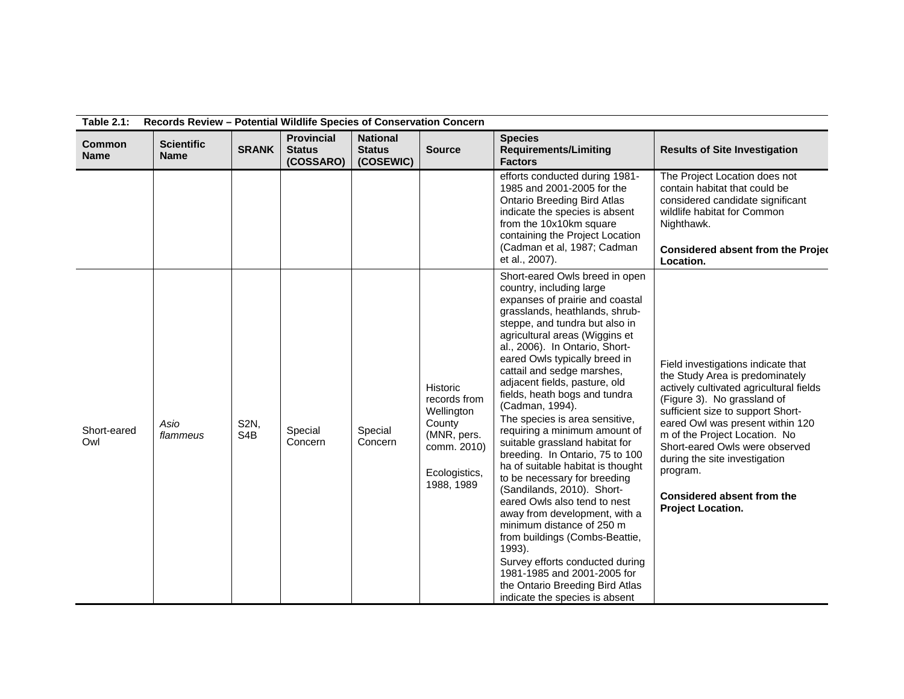**Table 2.1: Records Review – Potential Wildlife Species of Conservation Concern**

| Common Name | Scientific Name | SRANK | Provincial Status (COSSARO) | National Status (COSEWIC) | Source | Species Requirements/Limiting Factors | Results of Site Investigation |
|---|---|---|---|---|---|---|---|
| | | | | | | efforts conducted during 1981-1985 and 2001-2005 for the Ontario Breeding Bird Atlas indicate the species is absent from the 10x10km square containing the Project Location (Cadman et al, 1987; Cadman et al., 2007). | The Project Location does not contain habitat that could be considered candidate significant wildlife habitat for Common Nighthawk. **Considered absent from the Project Location.** |
| Short-eared Owl | *Asio flammeus* | S2N, S4B | Special Concern | Special Concern | Historic records from Wellington County (MNR, pers. comm. 2010) Ecologistics, 1988, 1989 | Short-eared Owls breed in open country, including large expanses of prairie and coastal grasslands, heathlands, shrub-steppe, and tundra but also in agricultural areas (Wiggins et al., 2006). In Ontario, Short-eared Owls typically breed in cattail and sedge marshes, adjacent fields, pasture, old fields, heath bogs and tundra (Cadman, 1994). The species is area sensitive, requiring a minimum amount of suitable grassland habitat for breeding. In Ontario, 75 to 100 ha of suitable habitat is thought to be necessary for breeding (Sandilands, 2010). Short-eared Owls also tend to nest away from development, with a minimum distance of 250 m from buildings (Combs-Beattie, 1993). Survey efforts conducted during 1981-1985 and 2001-2005 for the Ontario Breeding Bird Atlas indicate the species is absent | Field investigations indicate that the Study Area is predominately actively cultivated agricultural fields (Figure 3). No grassland of sufficient size to support Short-eared Owl was present within 120 m of the Project Location. No Short-eared Owls were observed during the site investigation program. **Considered absent from the Project Location.** |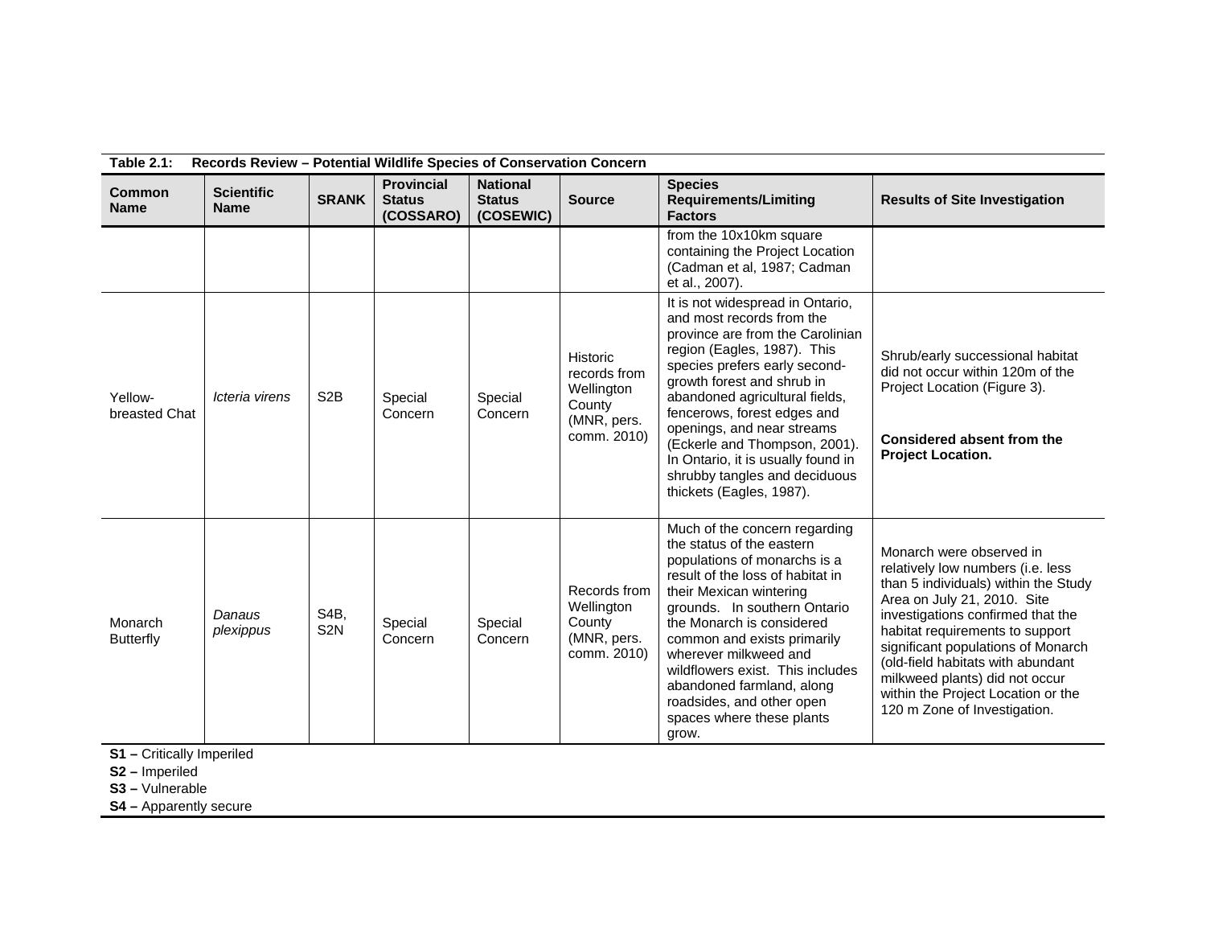**Table 2.1: Records Review – Potential Wildlife Species of Conservation Concern**

| Common Name | Scientific Name | SRANK | Provincial Status (COSSARO) | National Status (COSEWIC) | Source | Species Requirements/Limiting Factors | Results of Site Investigation |
|---|---|---|---|---|---|---|---|
| | | | | | | from the 10x10km square containing the Project Location (Cadman et al, 1987; Cadman et al., 2007). | |
| Yellow-breasted Chat | *Icteria virens* | S2B | Special Concern | Special Concern | Historic records from Wellington County (MNR, pers. comm. 2010) | It is not widespread in Ontario, and most records from the province are from the Carolinian region (Eagles, 1987). This species prefers early second-growth forest and shrub in abandoned agricultural fields, fencerows, forest edges and openings, and near streams (Eckerle and Thompson, 2001). In Ontario, it is usually found in shrubby tangles and deciduous thickets (Eagles, 1987). | Shrub/early successional habitat did not occur within 120m of the Project Location (Figure 3).<br><br>**Considered absent from the Project Location.** |
| Monarch Butterfly | *Danaus plexippus* | S4B, S2N | Special Concern | Special Concern | Records from Wellington County (MNR, pers. comm. 2010) | Much of the concern regarding the status of the eastern populations of monarchs is a result of the loss of habitat in their Mexican wintering grounds. In southern Ontario the Monarch is considered common and exists primarily wherever milkweed and wildflowers exist. This includes abandoned farmland, along roadsides, and other open spaces where these plants grow. | Monarch were observed in relatively low numbers (i.e. less than 5 individuals) within the Study Area on July 21, 2010. Site investigations confirmed that the habitat requirements to support significant populations of Monarch (old-field habitats with abundant milkweed plants) did not occur within the Project Location or the 120 m Zone of Investigation. |

**S1 –** Critically Imperiled
**S2 –** Imperiled
**S3 –** Vulnerable
**S4 –** Apparently secure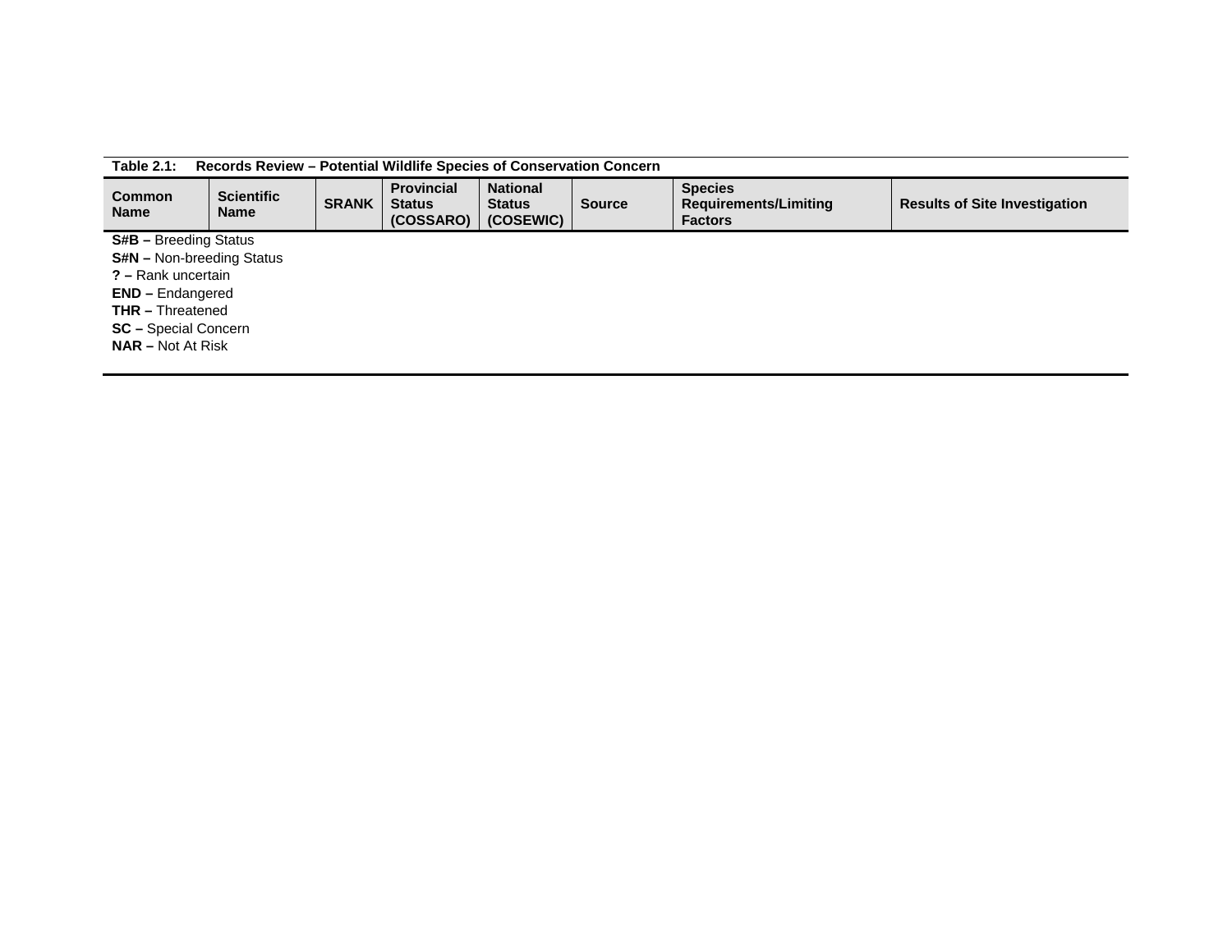**Table 2.1: Records Review – Potential Wildlife Species of Conservation Concern**

| Common Name | Scientific Name | SRANK | Provincial Status (COSSARO) | National Status (COSEWIC) | Source | Species Requirements/Limiting Factors | Results of Site Investigation |
|---|---|---|---|---|---|---|---|

**S#B –** Breeding Status
**S#N –** Non-breeding Status
**? –** Rank uncertain
**END –** Endangered
**THR –** Threatened
**SC –** Special Concern
**NAR –** Not At Risk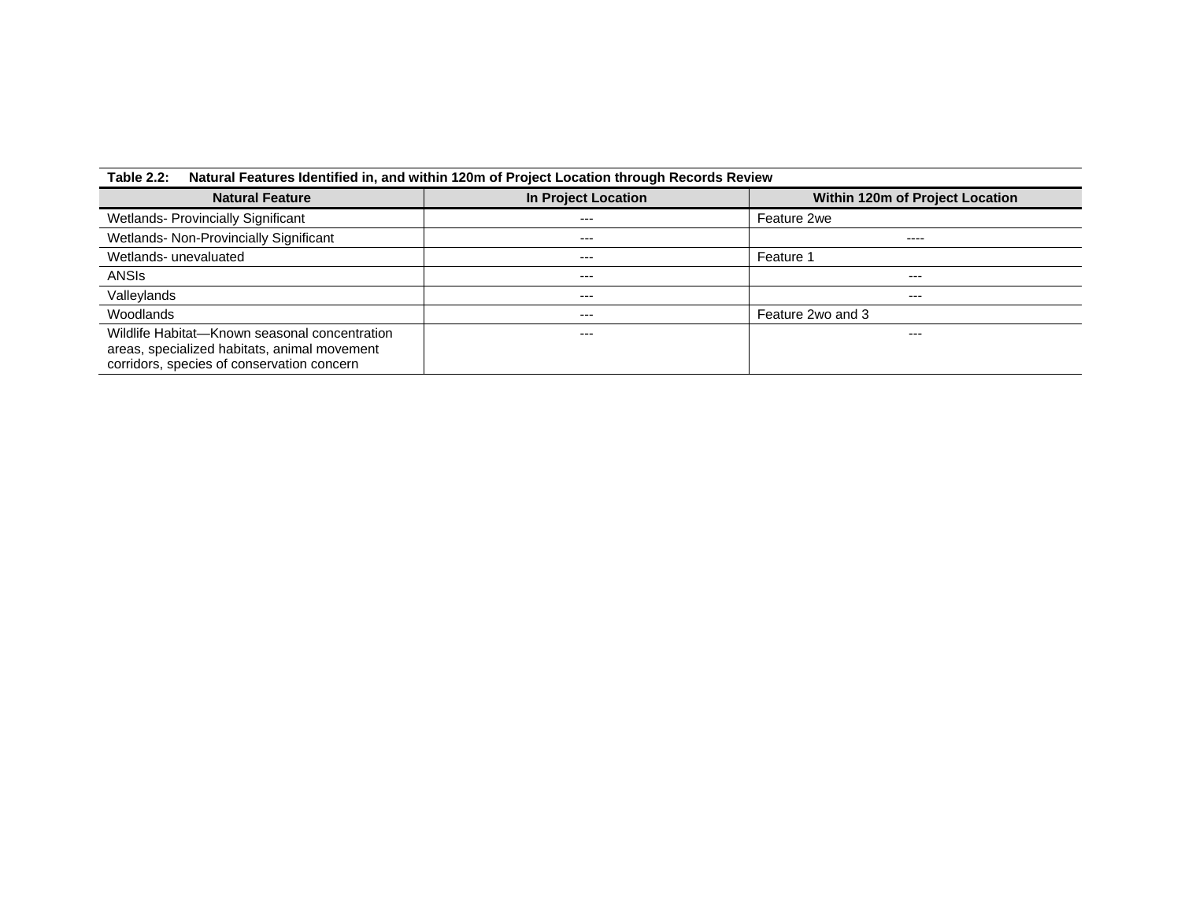**Table 2.2: Natural Features Identified in, and within 120m of Project Location through Records Review**

| Natural Feature | In Project Location | Within 120m of Project Location |
|---|---|---|
| Wetlands- Provincially Significant | --- | Feature 2we |
| Wetlands- Non-Provincially Significant | --- | ---- |
| Wetlands- unevaluated | --- | Feature 1 |
| ANSIs | --- | --- |
| Valleylands | --- | --- |
| Woodlands | --- | Feature 2wo and 3 |
| Wildlife Habitat—Known seasonal concentration areas, specialized habitats, animal movement corridors, species of conservation concern | --- | --- |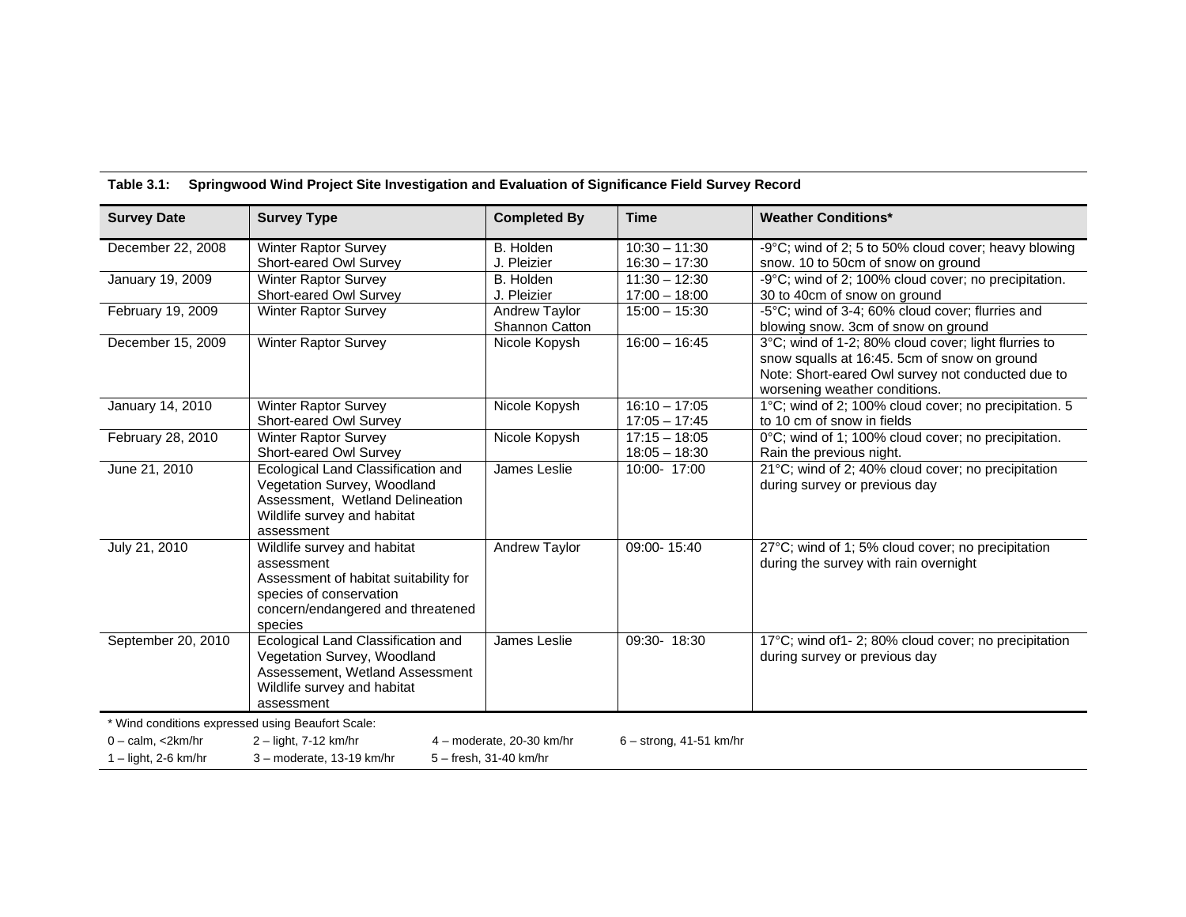**Table 3.1: Springwood Wind Project Site Investigation and Evaluation of Significance Field Survey Record**

| Survey Date | Survey Type | Completed By | Time | Weather Conditions* |
|---|---|---|---|---|
| December 22, 2008 | Winter Raptor Survey<br>Short-eared Owl Survey | B. Holden<br>J. Pleizier | 10:30 – 11:30<br>16:30 – 17:30 | -9°C; wind of 2; 5 to 50% cloud cover; heavy blowing snow. 10 to 50cm of snow on ground |
| January 19, 2009 | Winter Raptor Survey<br>Short-eared Owl Survey | B. Holden<br>J. Pleizier | 11:30 – 12:30<br>17:00 – 18:00 | -9°C; wind of 2; 100% cloud cover; no precipitation. 30 to 40cm of snow on ground |
| February 19, 2009 | Winter Raptor Survey | Andrew Taylor<br>Shannon Catton | 15:00 – 15:30 | -5°C; wind of 3-4; 60% cloud cover; flurries and blowing snow. 3cm of snow on ground |
| December 15, 2009 | Winter Raptor Survey | Nicole Kopysh | 16:00 – 16:45 | 3°C; wind of 1-2; 80% cloud cover; light flurries to snow squalls at 16:45. 5cm of snow on ground<br>Note: Short-eared Owl survey not conducted due to worsening weather conditions. |
| January 14, 2010 | Winter Raptor Survey<br>Short-eared Owl Survey | Nicole Kopysh | 16:10 – 17:05<br>17:05 – 17:45 | 1°C; wind of 2; 100% cloud cover; no precipitation. 5 to 10 cm of snow in fields |
| February 28, 2010 | Winter Raptor Survey<br>Short-eared Owl Survey | Nicole Kopysh | 17:15 – 18:05<br>18:05 – 18:30 | 0°C; wind of 1; 100% cloud cover; no precipitation. Rain the previous night. |
| June 21, 2010 | Ecological Land Classification and Vegetation Survey, Woodland Assessment, Wetland Delineation Wildlife survey and habitat assessment | James Leslie | 10:00- 17:00 | 21°C; wind of 2; 40% cloud cover; no precipitation during survey or previous day |
| July 21, 2010 | Wildlife survey and habitat assessment<br>Assessment of habitat suitability for species of conservation concern/endangered and threatened species | Andrew Taylor | 09:00- 15:40 | 27°C; wind of 1; 5% cloud cover; no precipitation during the survey with rain overnight |
| September 20, 2010 | Ecological Land Classification and Vegetation Survey, Woodland Assessement, Wetland Assessment Wildlife survey and habitat assessment | James Leslie | 09:30- 18:30 | 17°C; wind of1- 2; 80% cloud cover; no precipitation during survey or previous day |

\* Wind conditions expressed using Beaufort Scale:

0 – calm, <2km/hr
1 – light, 2-6 km/hr
2 – light, 7-12 km/hr
3 – moderate, 13-19 km/hr
4 – moderate, 20-30 km/hr
5 – fresh, 31-40 km/hr
6 – strong, 41-51 km/hr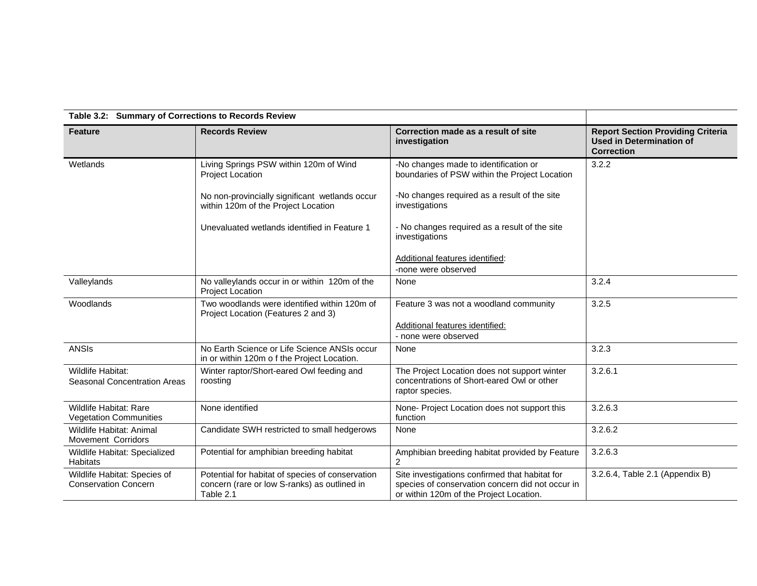**Table 3.2: Summary of Corrections to Records Review**

| Feature | Records Review | Correction made as a result of site investigation | Report Section Providing Criteria Used in Determination of Correction |
|---|---|---|---|
| Wetlands | Living Springs PSW within 120m of Wind Project Location<br><br>No non-provincially significant wetlands occur within 120m of the Project Location<br><br>Unevaluated wetlands identified in Feature 1 | -No changes made to identification or boundaries of PSW within the Project Location<br><br>-No changes required as a result of the site investigations<br><br>- No changes required as a result of the site investigations<br><br>Additional features identified:<br>-none were observed | 3.2.2 |
| Valleylands | No valleylands occur in or within 120m of the Project Location | None | 3.2.4 |
| Woodlands | Two woodlands were identified within 120m of Project Location (Features 2 and 3) | Feature 3 was not a woodland community<br><br>Additional features identified:<br>- none were observed | 3.2.5 |
| ANSIs | No Earth Science or Life Science ANSIs occur in or within 120m o f the Project Location. | None | 3.2.3 |
| Wildlife Habitat: Seasonal Concentration Areas | Winter raptor/Short-eared Owl feeding and roosting | The Project Location does not support winter concentrations of Short-eared Owl or other raptor species. | 3.2.6.1 |
| Wildlife Habitat: Rare Vegetation Communities | None identified | None- Project Location does not support this function | 3.2.6.3 |
| Wildlife Habitat: Animal Movement Corridors | Candidate SWH restricted to small hedgerows | None | 3.2.6.2 |
| Wildlife Habitat: Specialized Habitats | Potential for amphibian breeding habitat | Amphibian breeding habitat provided by Feature 2 | 3.2.6.3 |
| Wildlife Habitat: Species of Conservation Concern | Potential for habitat of species of conservation concern (rare or low S-ranks) as outlined in Table 2.1 | Site investigations confirmed that habitat for species of conservation concern did not occur in or within 120m of the Project Location. | 3.2.6.4, Table 2.1 (Appendix B) |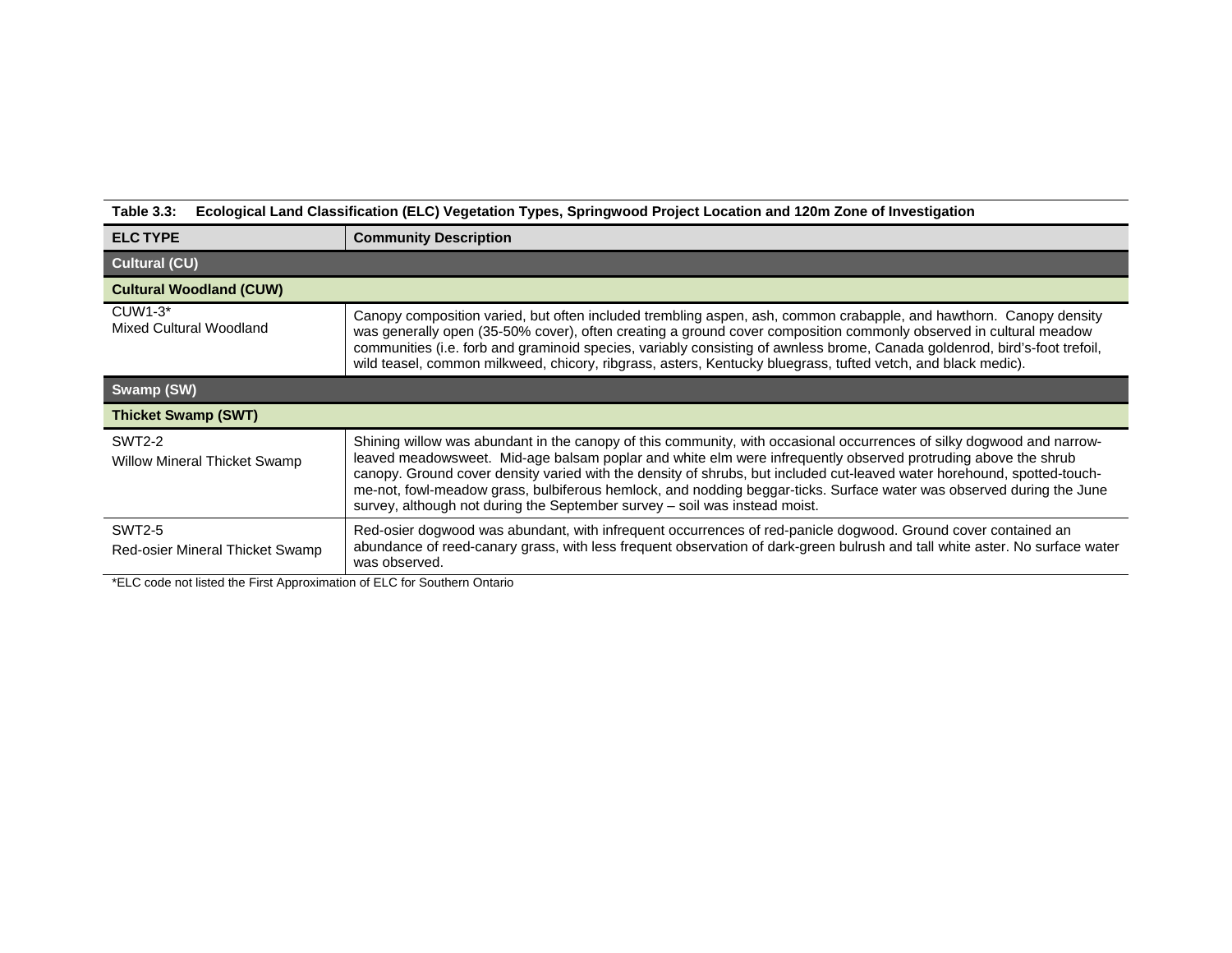**Table 3.3: Ecological Land Classification (ELC) Vegetation Types, Springwood Project Location and 120m Zone of Investigation**

| ELC TYPE | Community Description |
|---|---|
| **Cultural (CU)** | |
| **Cultural Woodland (CUW)** | |
| CUW1-3*<br>Mixed Cultural Woodland | Canopy composition varied, but often included trembling aspen, ash, common crabapple, and hawthorn. Canopy density was generally open (35-50% cover), often creating a ground cover composition commonly observed in cultural meadow communities (i.e. forb and graminoid species, variably consisting of awnless brome, Canada goldenrod, bird's-foot trefoil, wild teasel, common milkweed, chicory, ribgrass, asters, Kentucky bluegrass, tufted vetch, and black medic). |
| **Swamp (SW)** | |
| **Thicket Swamp (SWT)** | |
| SWT2-2<br>Willow Mineral Thicket Swamp | Shining willow was abundant in the canopy of this community, with occasional occurrences of silky dogwood and narrow-leaved meadowsweet. Mid-age balsam poplar and white elm were infrequently observed protruding above the shrub canopy. Ground cover density varied with the density of shrubs, but included cut-leaved water horehound, spotted-touch-me-not, fowl-meadow grass, bulbiferous hemlock, and nodding beggar-ticks. Surface water was observed during the June survey, although not during the September survey – soil was instead moist. |
| SWT2-5<br>Red-osier Mineral Thicket Swamp | Red-osier dogwood was abundant, with infrequent occurrences of red-panicle dogwood. Ground cover contained an abundance of reed-canary grass, with less frequent observation of dark-green bulrush and tall white aster. No surface water was observed. |

*ELC code not listed the First Approximation of ELC for Southern Ontario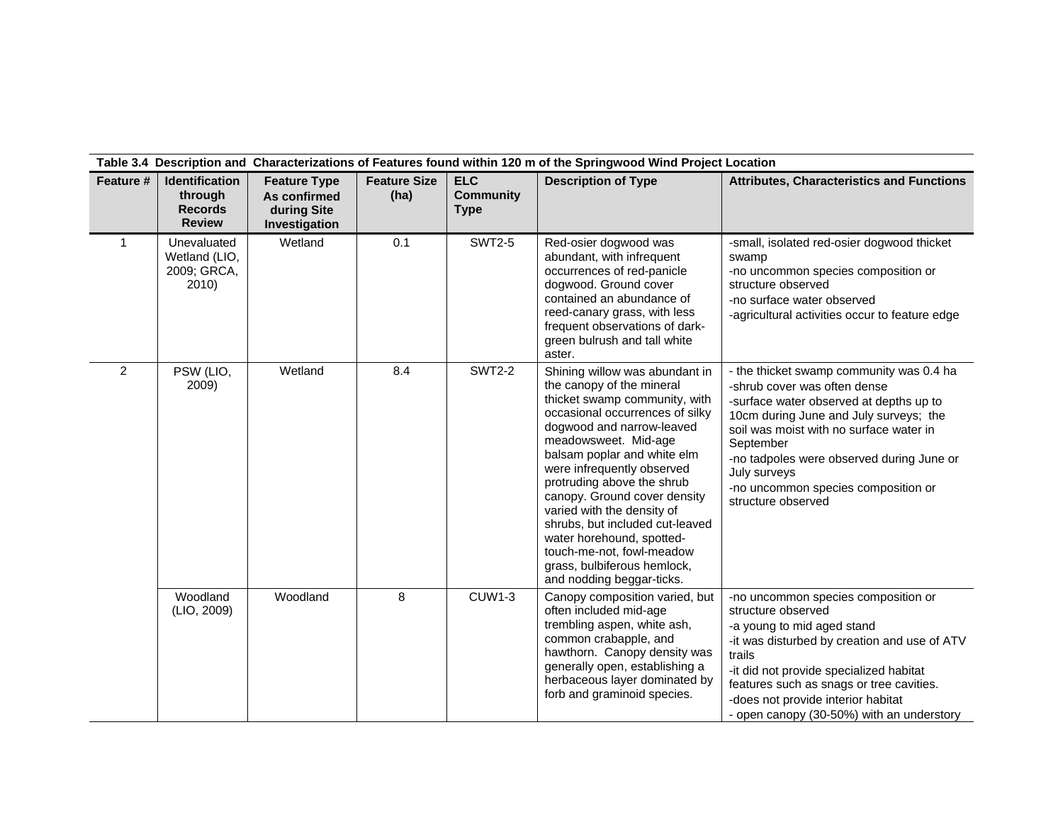**Table 3.4 Description and Characterizations of Features found within 120 m of the Springwood Wind Project Location**

| Feature # | Identification through Records Review | Feature Type As confirmed during Site Investigation | Feature Size (ha) | ELC Community Type | Description of Type | Attributes, Characteristics and Functions |
|---|---|---|---|---|---|---|
| 1 | Unevaluated Wetland (LIO, 2009; GRCA, 2010) | Wetland | 0.1 | SWT2-5 | Red-osier dogwood was abundant, with infrequent occurrences of red-panicle dogwood. Ground cover contained an abundance of reed-canary grass, with less frequent observations of dark-green bulrush and tall white aster. | -small, isolated red-osier dogwood thicket swamp<br>-no uncommon species composition or structure observed<br>-no surface water observed<br>-agricultural activities occur to feature edge |
| 2 | PSW (LIO, 2009) | Wetland | 8.4 | SWT2-2 | Shining willow was abundant in the canopy of the mineral thicket swamp community, with occasional occurrences of silky dogwood and narrow-leaved meadowsweet. Mid-age balsam poplar and white elm were infrequently observed protruding above the shrub canopy. Ground cover density varied with the density of shrubs, but included cut-leaved water horehound, spotted-touch-me-not, fowl-meadow grass, bulbiferous hemlock, and nodding beggar-ticks. | - the thicket swamp community was 0.4 ha<br>-shrub cover was often dense<br>-surface water observed at depths up to 10cm during June and July surveys; the soil was moist with no surface water in September<br>-no tadpoles were observed during June or July surveys<br>-no uncommon species composition or structure observed |
| | Woodland (LIO, 2009) | Woodland | 8 | CUW1-3 | Canopy composition varied, but often included mid-age trembling aspen, white ash, common crabapple, and hawthorn. Canopy density was generally open, establishing a herbaceous layer dominated by forb and graminoid species. | -no uncommon species composition or structure observed<br>-a young to mid aged stand<br>-it was disturbed by creation and use of ATV trails<br>-it did not provide specialized habitat features such as snags or tree cavities.<br>-does not provide interior habitat<br>- open canopy (30-50%) with an understory |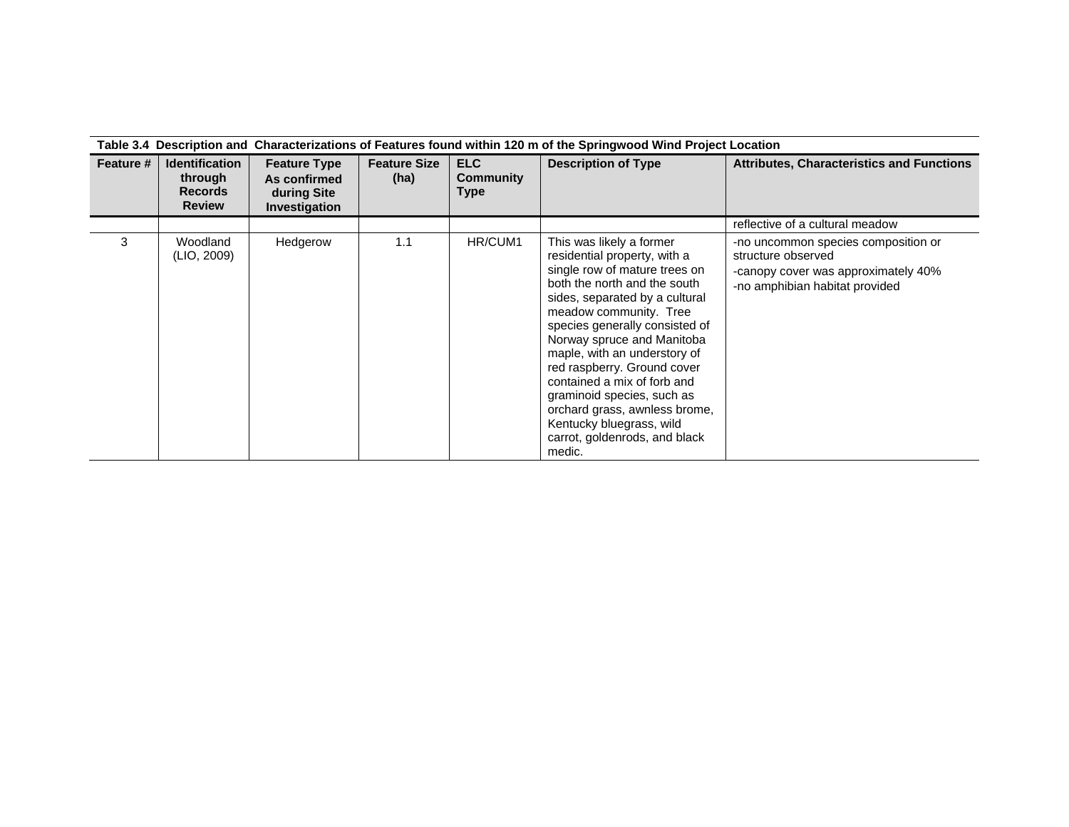**Table 3.4 Description and Characterizations of Features found within 120 m of the Springwood Wind Project Location**

| Feature # | Identification through Records Review | Feature Type As confirmed during Site Investigation | Feature Size (ha) | ELC Community Type | Description of Type | Attributes, Characteristics and Functions |
|---|---|---|---|---|---|---|
| | | | | | | reflective of a cultural meadow |
| 3 | Woodland (LIO, 2009) | Hedgerow | 1.1 | HR/CUM1 | This was likely a former residential property, with a single row of mature trees on both the north and the south sides, separated by a cultural meadow community. Tree species generally consisted of Norway spruce and Manitoba maple, with an understory of red raspberry. Ground cover contained a mix of forb and graminoid species, such as orchard grass, awnless brome, Kentucky bluegrass, wild carrot, goldenrods, and black medic. | -no uncommon species composition or structure observed<br>-canopy cover was approximately 40%<br>-no amphibian habitat provided |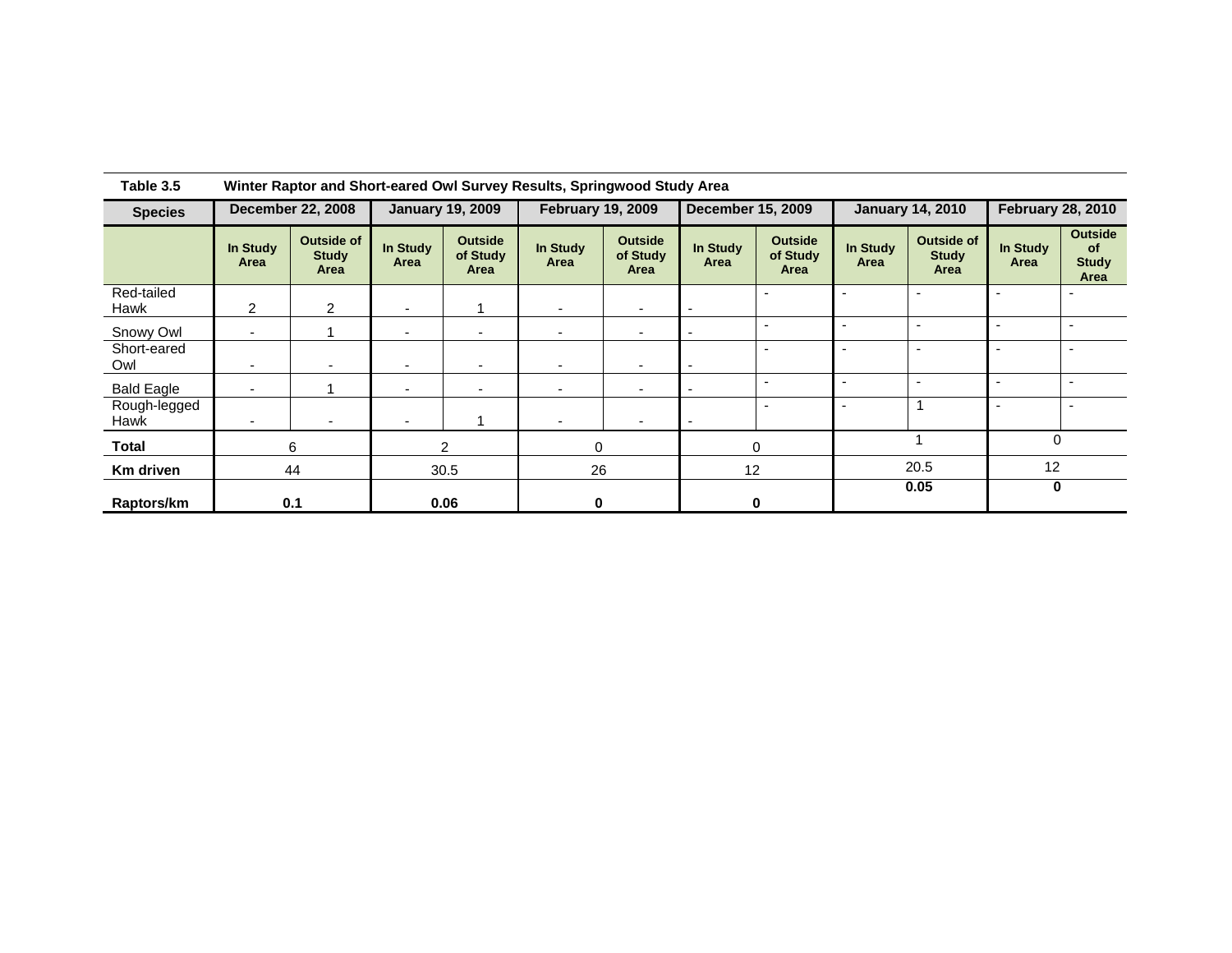**Table 3.5 Winter Raptor and Short-eared Owl Survey Results, Springwood Study Area**

| Species | December 22, 2008 | | January 19, 2009 | | February 19, 2009 | | December 15, 2009 | | January 14, 2010 | | February 28, 2010 | |
|---|---|---|---|---|---|---|---|---|---|---|---|---|
| | In Study Area | Outside of Study Area | In Study Area | Outside of Study Area | In Study Area | Outside of Study Area | In Study Area | Outside of Study Area | In Study Area | Outside of Study Area | In Study Area | Outside of Study Area |
| Red-tailed Hawk | 2 | 2 | - | 1 | - | - | - | - | - | - | - | - |
| Snowy Owl | - | 1 | - | - | - | - | - | - | - | - | - | - |
| Short-eared Owl | - | - | - | - | - | - | - | - | - | - | - | - |
| Bald Eagle | - | 1 | - | - | - | - | - | - | - | - | - | - |
| Rough-legged Hawk | - | - | - | 1 | - | - | - | - | - | 1 | - | - |
| **Total** | 6 | | 2 | | 0 | | 0 | | 1 | | 0 | |
| **Km driven** | 44 | | 30.5 | | 26 | | 12 | | 20.5 | | 12 | |
| **Raptors/km** | **0.1** | | **0.06** | | **0** | | **0** | | **0.05** | | **0** | |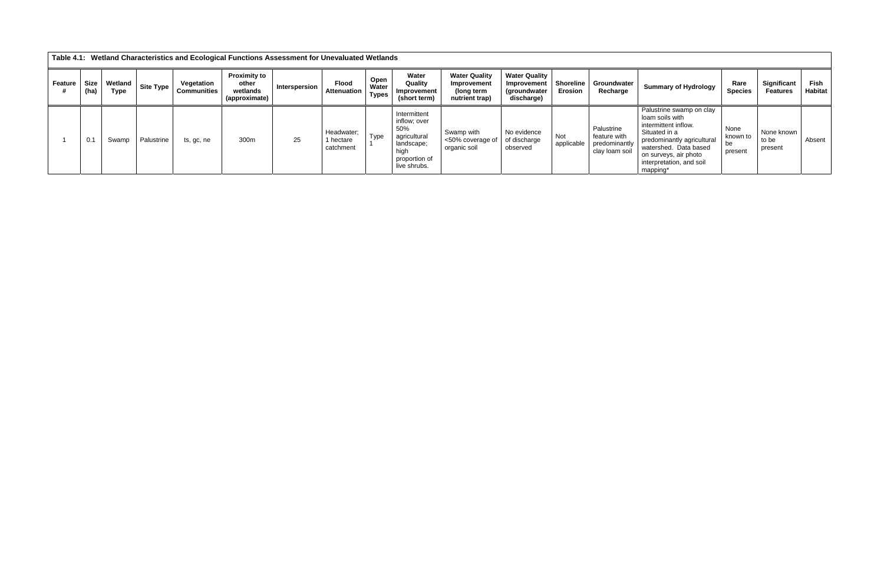**Table 4.1: Wetland Characteristics and Ecological Functions Assessment for Unevaluated Wetlands**

| Feature # | Size (ha) | Wetland Type | Site Type | Vegetation Communities | Proximity to other wetlands (approximate) | Interspersion | Flood Attenuation | Open Water Types | Water Quality Improvement (short term) | Water Quality Improvement (long term nutrient trap) | Water Quality Improvement (groundwater discharge) | Shoreline Erosion | Groundwater Recharge | Summary of Hydrology | Rare Species | Significant Features | Fish Habitat |
|---|---|---|---|---|---|---|---|---|---|---|---|---|---|---|---|---|---|
| 1 | 0.1 | Swamp | Palustrine | ts, gc, ne | 300m | 25 | Headwater; 1 hectare catchment | Type 1 | Intermittent inflow; over 50% agricultural landscape; high proportion of live shrubs. | Swamp with <50% coverage of organic soil | No evidence of discharge observed | Not applicable | Palustrine feature with predominantly clay loam soil | Palustrine swamp on clay loam soils with intermittent inflow. Situated in a predominantly agricultural watershed. Data based on surveys, air photo interpretation, and soil mapping* | None known to be present | None known to be present | Absent |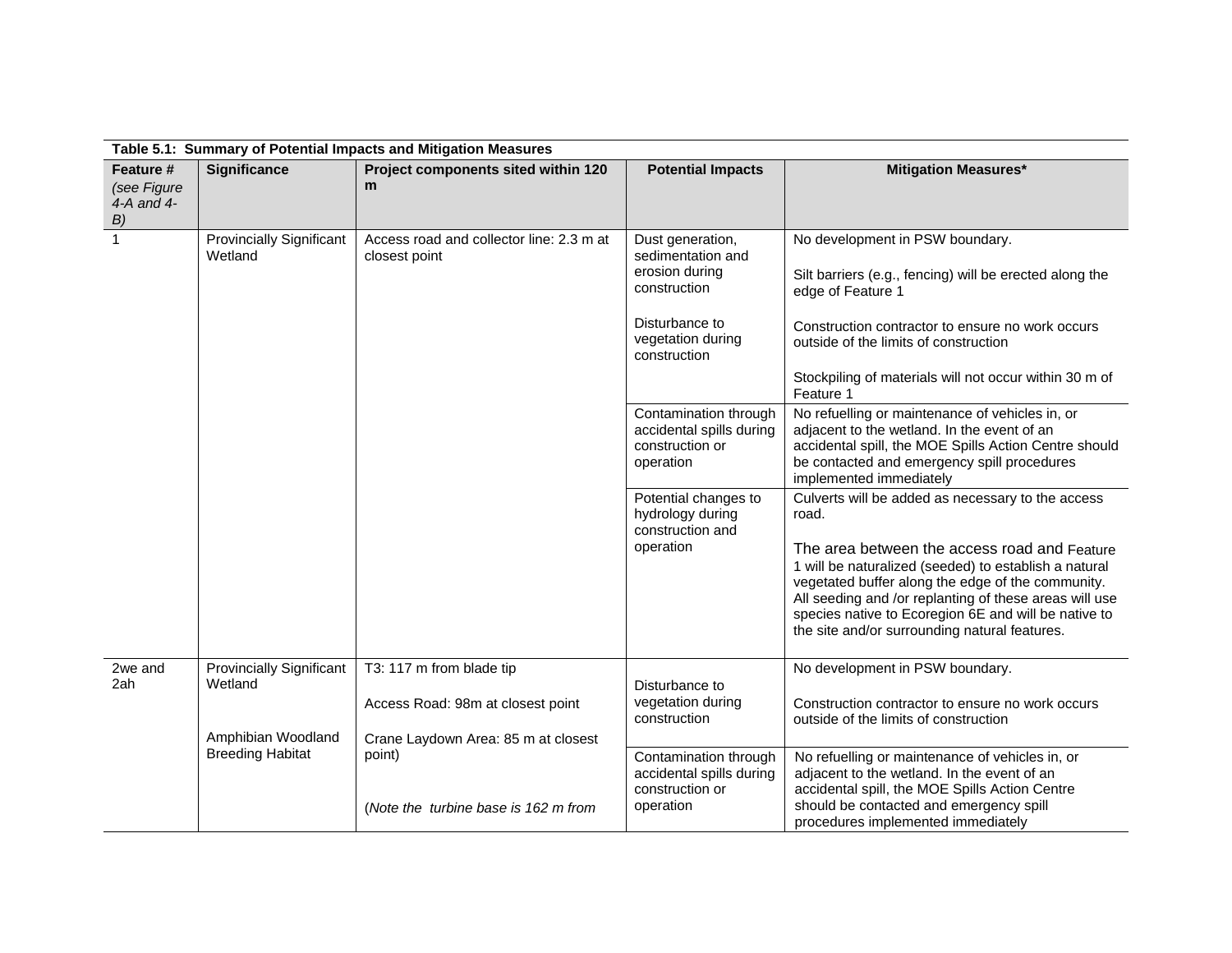**Table 5.1: Summary of Potential Impacts and Mitigation Measures**

| Feature # *(see Figure 4-A and 4-B)* | Significance | Project components sited within 120 m | Potential Impacts | Mitigation Measures* |
|---|---|---|---|---|
| 1 | Provincially Significant Wetland | Access road and collector line: 2.3 m at closest point | Dust generation, sedimentation and erosion during construction<br><br>Disturbance to vegetation during construction | No development in PSW boundary.<br><br>Silt barriers (e.g., fencing) will be erected along the edge of Feature 1<br><br>Construction contractor to ensure no work occurs outside of the limits of construction<br><br>Stockpiling of materials will not occur within 30 m of Feature 1 |
| | | | Contamination through accidental spills during construction or operation | No refuelling or maintenance of vehicles in, or adjacent to the wetland. In the event of an accidental spill, the MOE Spills Action Centre should be contacted and emergency spill procedures implemented immediately |
| | | | Potential changes to hydrology during construction and operation | Culverts will be added as necessary to the access road.<br><br>The area between the access road and Feature 1 will be naturalized (seeded) to establish a natural vegetated buffer along the edge of the community. All seeding and /or replanting of these areas will use species native to Ecoregion 6E and will be native to the site and/or surrounding natural features. |
| 2we and 2ah | Provincially Significant Wetland<br><br>Amphibian Woodland Breeding Habitat | T3: 117 m from blade tip<br><br>Access Road: 98m at closest point<br><br>Crane Laydown Area: 85 m at closest point)<br><br>(*Note the turbine base is 162 m from* | Disturbance to vegetation during construction | No development in PSW boundary.<br><br>Construction contractor to ensure no work occurs outside of the limits of construction |
| | | | Contamination through accidental spills during construction or operation | No refuelling or maintenance of vehicles in, or adjacent to the wetland. In the event of an accidental spill, the MOE Spills Action Centre should be contacted and emergency spill procedures implemented immediately |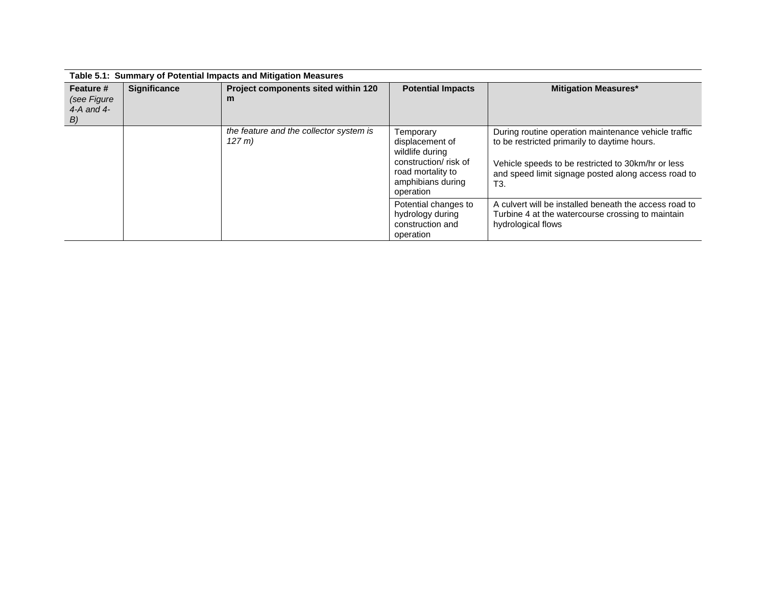**Table 5.1: Summary of Potential Impacts and Mitigation Measures**

| Feature # *(see Figure 4-A and 4-B)* | Significance | Project components sited within 120 m | Potential Impacts | Mitigation Measures* |
|---|---|---|---|---|
| | | *the feature and the collector system is 127 m)* | Temporary displacement of wildlife during construction/ risk of road mortality to amphibians during operation | During routine operation maintenance vehicle traffic to be restricted primarily to daytime hours.<br><br>Vehicle speeds to be restricted to 30km/hr or less and speed limit signage posted along access road to T3. |
| | | | Potential changes to hydrology during construction and operation | A culvert will be installed beneath the access road to Turbine 4 at the watercourse crossing to maintain hydrological flows |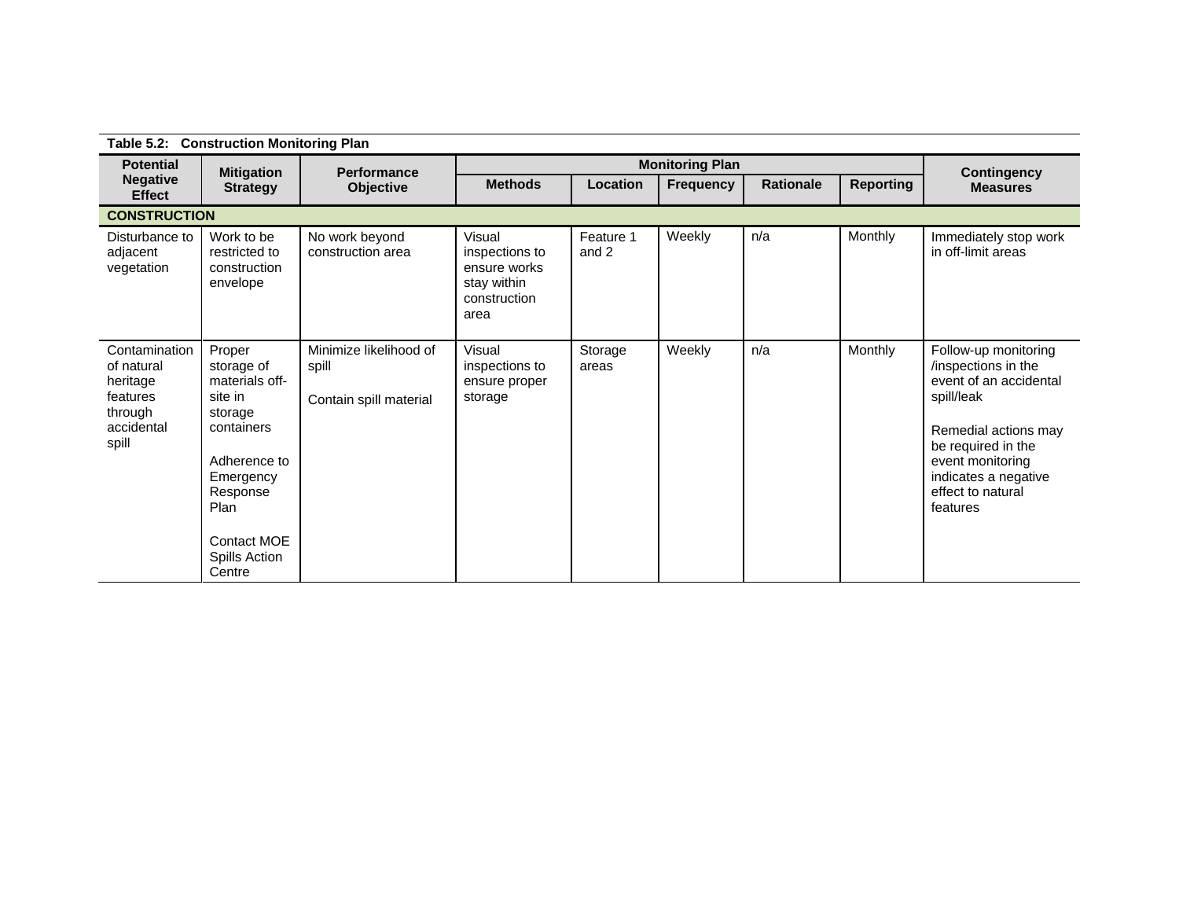**Table 5.2: Construction Monitoring Plan**

| Potential Negative Effect | Mitigation Strategy | Performance Objective | Monitoring Plan | | | | | Contingency Measures |
|---|---|---|---|---|---|---|---|---|
| | | | Methods | Location | Frequency | Rationale | Reporting | |
| **CONSTRUCTION** | | | | | | | | |
| Disturbance to adjacent vegetation | Work to be restricted to construction envelope | No work beyond construction area | Visual inspections to ensure works stay within construction area | Feature 1 and 2 | Weekly | n/a | Monthly | Immediately stop work in off-limit areas |
| Contamination of natural heritage features through accidental spill | Proper storage of materials off-site in storage containers<br><br>Adherence to Emergency Response Plan<br><br>Contact MOE Spills Action Centre | Minimize likelihood of spill<br><br>Contain spill material | Visual inspections to ensure proper storage | Storage areas | Weekly | n/a | Monthly | Follow-up monitoring /inspections in the event of an accidental spill/leak<br><br>Remedial actions may be required in the event monitoring indicates a negative effect to natural features |